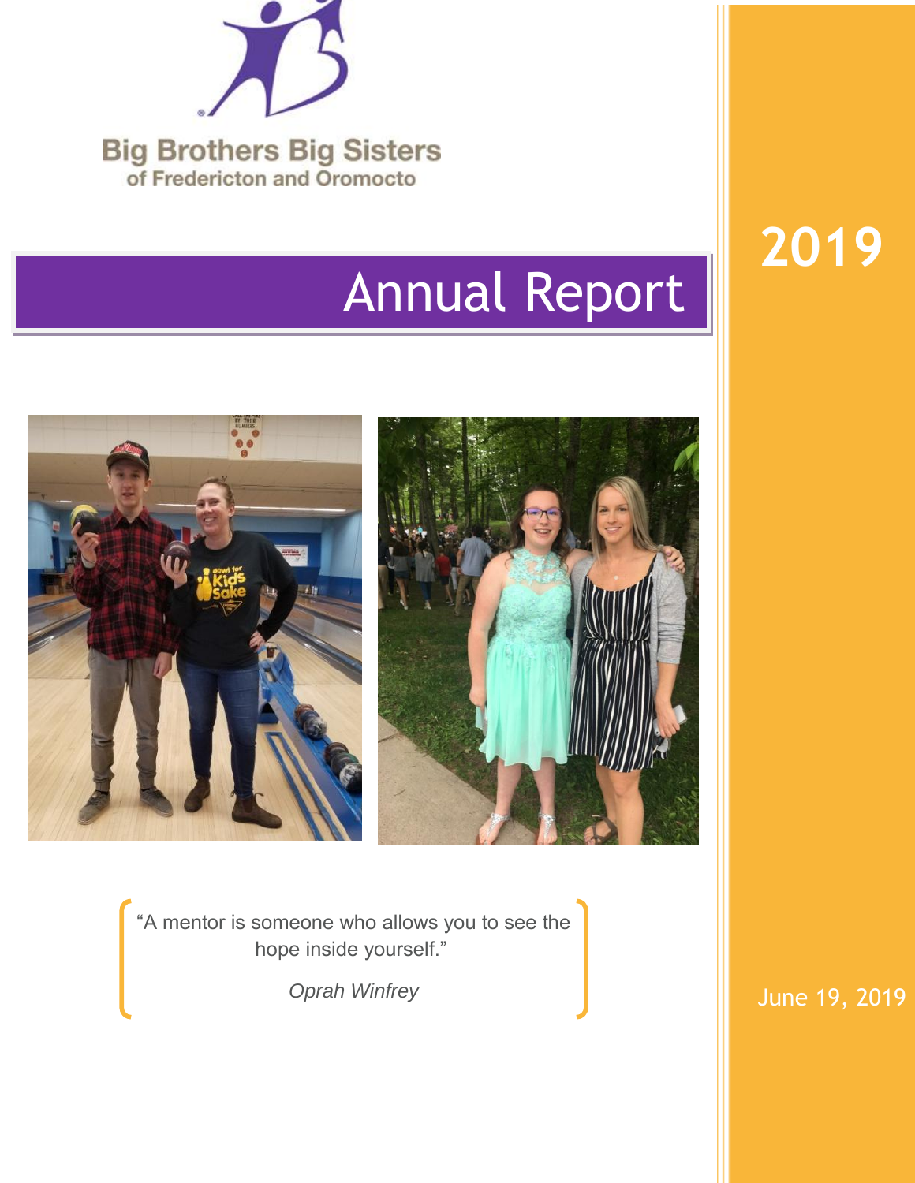Big Brothers Big Sisters
of Fredericton and Oromocto

# Annual Report

2019

"A mentor is someone who allows you to see the hope inside yourself."

*Oprah Winfrey*

June 19, 2019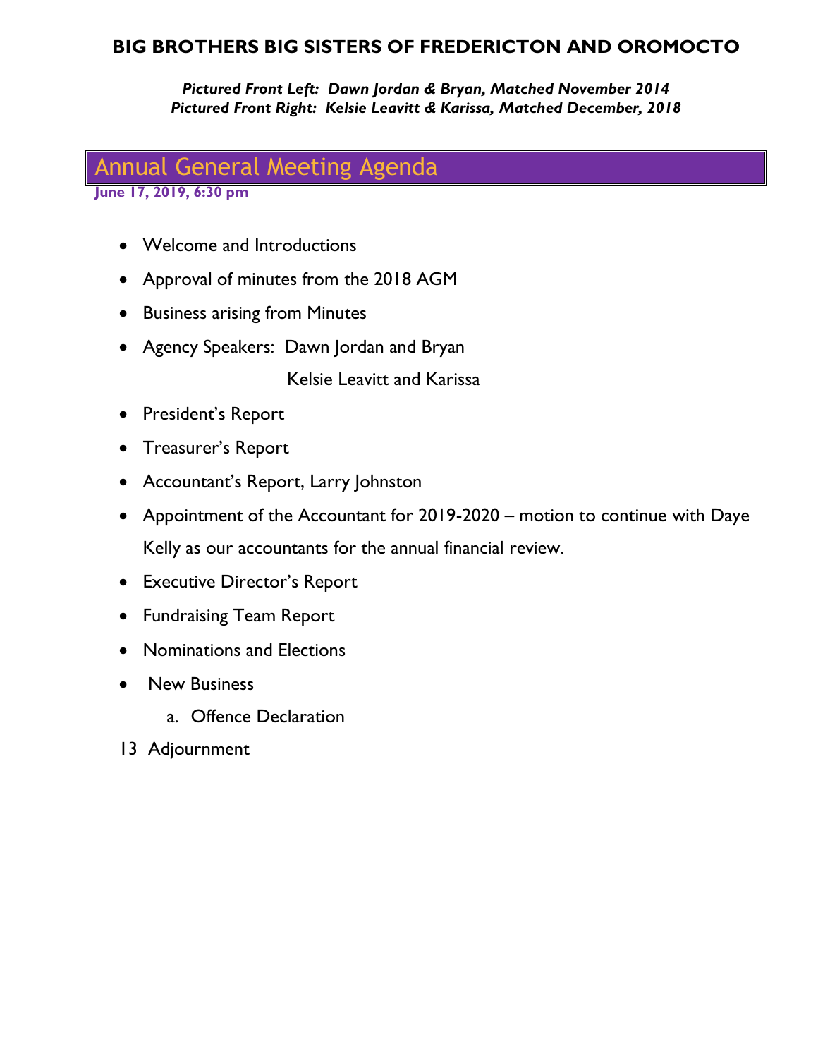# BIG BROTHERS BIG SISTERS OF FREDERICTON AND OROMOCTO

***Pictured Front Left: Dawn Jordan & Bryan, Matched November 2014***
***Pictured Front Right: Kelsie Leavitt & Karissa, Matched December, 2018***

## Annual General Meeting Agenda

**June 17, 2019, 6:30 pm**

- Welcome and Introductions
- Approval of minutes from the 2018 AGM
- Business arising from Minutes
- Agency Speakers: Dawn Jordan and Bryan
  Kelsie Leavitt and Karissa
- President's Report
- Treasurer's Report
- Accountant's Report, Larry Johnston
- Appointment of the Accountant for 2019-2020 – motion to continue with Daye Kelly as our accountants for the annual financial review.
- Executive Director's Report
- Fundraising Team Report
- Nominations and Elections
- New Business
    a. Offence Declaration

13 Adjournment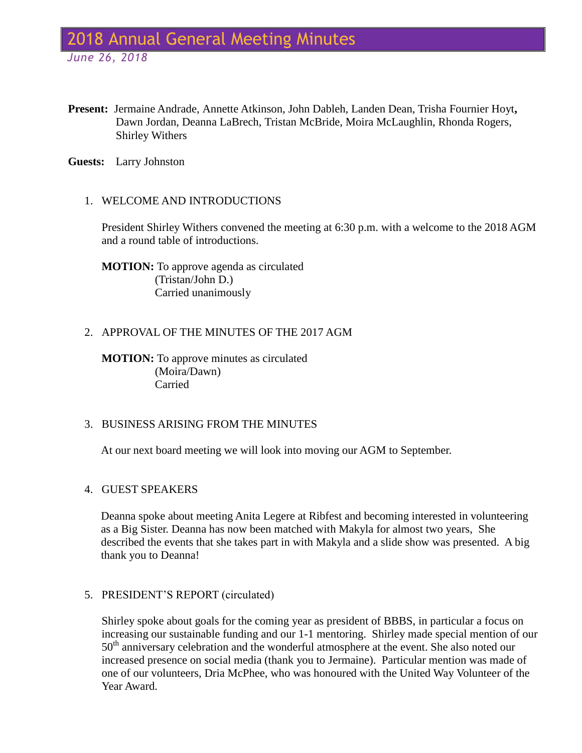# 2018 Annual General Meeting Minutes

*June 26, 2018*

**Present:** Jermaine Andrade, Annette Atkinson, John Dableh, Landen Dean, Trisha Fournier Hoyt**,** Dawn Jordan, Deanna LaBrech, Tristan McBride, Moira McLaughlin, Rhonda Rogers, Shirley Withers

**Guests:** Larry Johnston

1. WELCOME AND INTRODUCTIONS

   President Shirley Withers convened the meeting at 6:30 p.m. with a welcome to the 2018 AGM and a round table of introductions.

   **MOTION:** To approve agenda as circulated
   (Tristan/John D.)
   Carried unanimously

2. APPROVAL OF THE MINUTES OF THE 2017 AGM

   **MOTION:** To approve minutes as circulated
   (Moira/Dawn)
   Carried

3. BUSINESS ARISING FROM THE MINUTES

   At our next board meeting we will look into moving our AGM to September.

4. GUEST SPEAKERS

   Deanna spoke about meeting Anita Legere at Ribfest and becoming interested in volunteering as a Big Sister. Deanna has now been matched with Makyla for almost two years, She described the events that she takes part in with Makyla and a slide show was presented. A big thank you to Deanna!

5. PRESIDENT'S REPORT (circulated)

   Shirley spoke about goals for the coming year as president of BBBS, in particular a focus on increasing our sustainable funding and our 1-1 mentoring. Shirley made special mention of our 50th anniversary celebration and the wonderful atmosphere at the event. She also noted our increased presence on social media (thank you to Jermaine). Particular mention was made of one of our volunteers, Dria McPhee, who was honoured with the United Way Volunteer of the Year Award.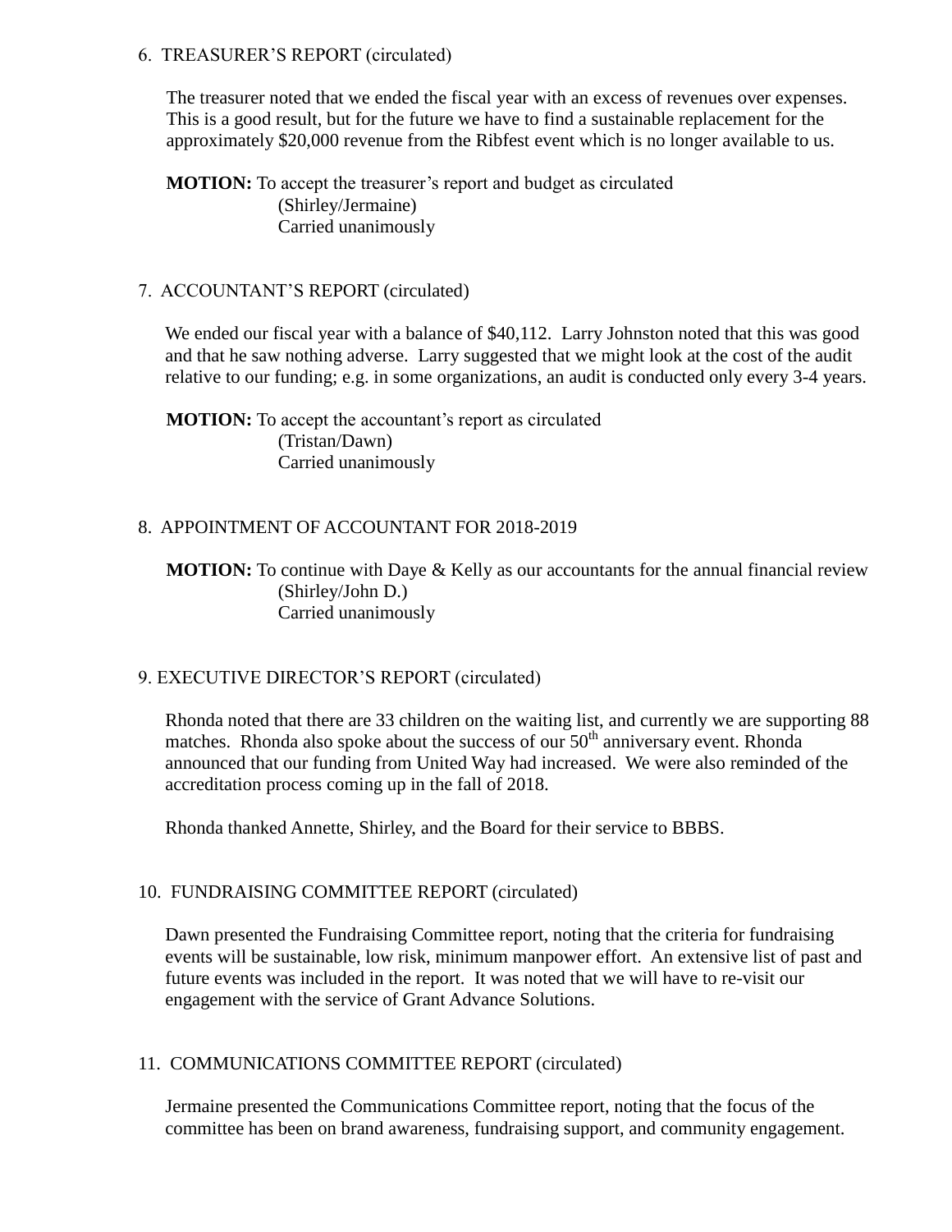## 6. TREASURER'S REPORT (circulated)

The treasurer noted that we ended the fiscal year with an excess of revenues over expenses. This is a good result, but for the future we have to find a sustainable replacement for the approximately $20,000 revenue from the Ribfest event which is no longer available to us.

**MOTION:** To accept the treasurer's report and budget as circulated
(Shirley/Jermaine)
Carried unanimously

## 7. ACCOUNTANT'S REPORT (circulated)

We ended our fiscal year with a balance of $40,112. Larry Johnston noted that this was good and that he saw nothing adverse. Larry suggested that we might look at the cost of the audit relative to our funding; e.g. in some organizations, an audit is conducted only every 3-4 years.

**MOTION:** To accept the accountant's report as circulated
(Tristan/Dawn)
Carried unanimously

## 8. APPOINTMENT OF ACCOUNTANT FOR 2018-2019

**MOTION:** To continue with Daye & Kelly as our accountants for the annual financial review
(Shirley/John D.)
Carried unanimously

## 9. EXECUTIVE DIRECTOR'S REPORT (circulated)

Rhonda noted that there are 33 children on the waiting list, and currently we are supporting 88 matches. Rhonda also spoke about the success of our 50th anniversary event. Rhonda announced that our funding from United Way had increased. We were also reminded of the accreditation process coming up in the fall of 2018.

Rhonda thanked Annette, Shirley, and the Board for their service to BBBS.

## 10. FUNDRAISING COMMITTEE REPORT (circulated)

Dawn presented the Fundraising Committee report, noting that the criteria for fundraising events will be sustainable, low risk, minimum manpower effort. An extensive list of past and future events was included in the report. It was noted that we will have to re-visit our engagement with the service of Grant Advance Solutions.

## 11. COMMUNICATIONS COMMITTEE REPORT (circulated)

Jermaine presented the Communications Committee report, noting that the focus of the committee has been on brand awareness, fundraising support, and community engagement.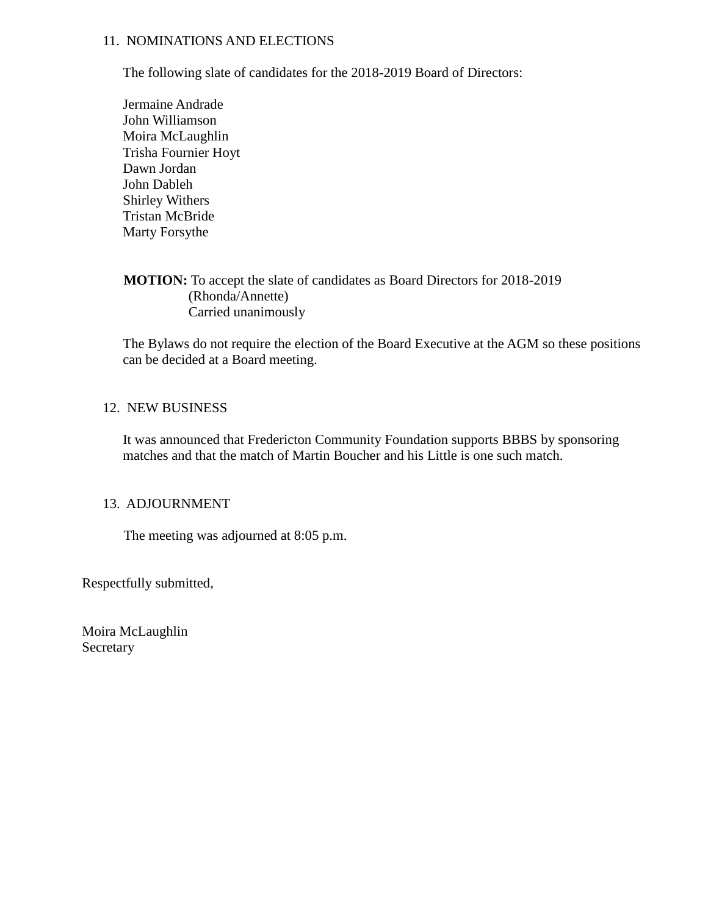11. NOMINATIONS AND ELECTIONS

The following slate of candidates for the 2018-2019 Board of Directors:

Jermaine Andrade
John Williamson
Moira McLaughlin
Trisha Fournier Hoyt
Dawn Jordan
John Dableh
Shirley Withers
Tristan McBride
Marty Forsythe

**MOTION:** To accept the slate of candidates as Board Directors for 2018-2019
(Rhonda/Annette)
Carried unanimously

The Bylaws do not require the election of the Board Executive at the AGM so these positions can be decided at a Board meeting.

12. NEW BUSINESS

It was announced that Fredericton Community Foundation supports BBBS by sponsoring matches and that the match of Martin Boucher and his Little is one such match.

13. ADJOURNMENT

The meeting was adjourned at 8:05 p.m.

Respectfully submitted,

Moira McLaughlin
Secretary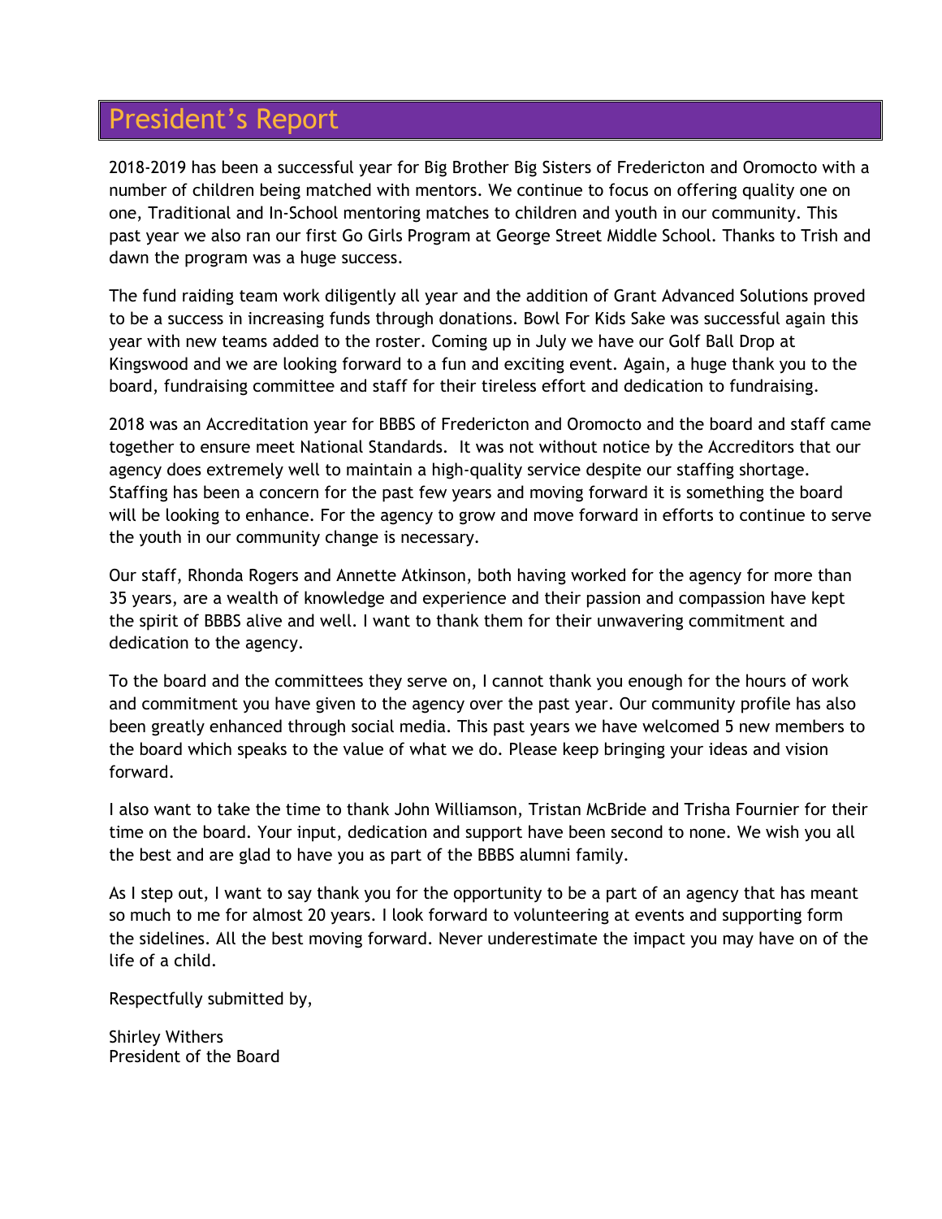# President's Report

2018-2019 has been a successful year for Big Brother Big Sisters of Fredericton and Oromocto with a number of children being matched with mentors. We continue to focus on offering quality one on one, Traditional and In-School mentoring matches to children and youth in our community. This past year we also ran our first Go Girls Program at George Street Middle School. Thanks to Trish and dawn the program was a huge success.

The fund raiding team work diligently all year and the addition of Grant Advanced Solutions proved to be a success in increasing funds through donations. Bowl For Kids Sake was successful again this year with new teams added to the roster. Coming up in July we have our Golf Ball Drop at Kingswood and we are looking forward to a fun and exciting event. Again, a huge thank you to the board, fundraising committee and staff for their tireless effort and dedication to fundraising.

2018 was an Accreditation year for BBBS of Fredericton and Oromocto and the board and staff came together to ensure meet National Standards. It was not without notice by the Accreditors that our agency does extremely well to maintain a high-quality service despite our staffing shortage. Staffing has been a concern for the past few years and moving forward it is something the board will be looking to enhance. For the agency to grow and move forward in efforts to continue to serve the youth in our community change is necessary.

Our staff, Rhonda Rogers and Annette Atkinson, both having worked for the agency for more than 35 years, are a wealth of knowledge and experience and their passion and compassion have kept the spirit of BBBS alive and well. I want to thank them for their unwavering commitment and dedication to the agency.

To the board and the committees they serve on, I cannot thank you enough for the hours of work and commitment you have given to the agency over the past year. Our community profile has also been greatly enhanced through social media. This past years we have welcomed 5 new members to the board which speaks to the value of what we do. Please keep bringing your ideas and vision forward.

I also want to take the time to thank John Williamson, Tristan McBride and Trisha Fournier for their time on the board. Your input, dedication and support have been second to none. We wish you all the best and are glad to have you as part of the BBBS alumni family.

As I step out, I want to say thank you for the opportunity to be a part of an agency that has meant so much to me for almost 20 years. I look forward to volunteering at events and supporting form the sidelines. All the best moving forward. Never underestimate the impact you may have on of the life of a child.

Respectfully submitted by,

Shirley Withers
President of the Board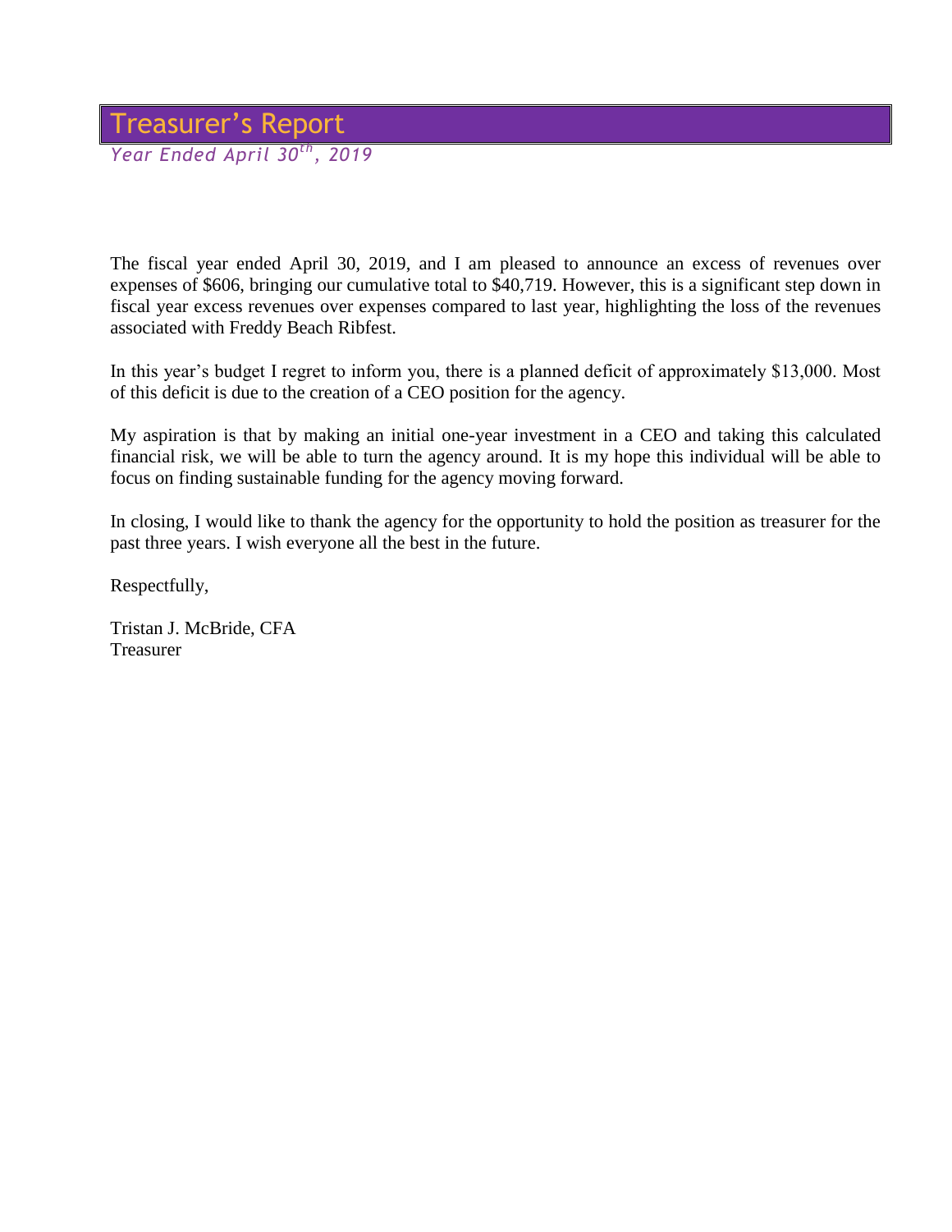# Treasurer's Report

*Year Ended April 30th, 2019*

The fiscal year ended April 30, 2019, and I am pleased to announce an excess of revenues over expenses of $606, bringing our cumulative total to $40,719. However, this is a significant step down in fiscal year excess revenues over expenses compared to last year, highlighting the loss of the revenues associated with Freddy Beach Ribfest.

In this year's budget I regret to inform you, there is a planned deficit of approximately $13,000. Most of this deficit is due to the creation of a CEO position for the agency.

My aspiration is that by making an initial one-year investment in a CEO and taking this calculated financial risk, we will be able to turn the agency around. It is my hope this individual will be able to focus on finding sustainable funding for the agency moving forward.

In closing, I would like to thank the agency for the opportunity to hold the position as treasurer for the past three years. I wish everyone all the best in the future.

Respectfully,

Tristan J. McBride, CFA
Treasurer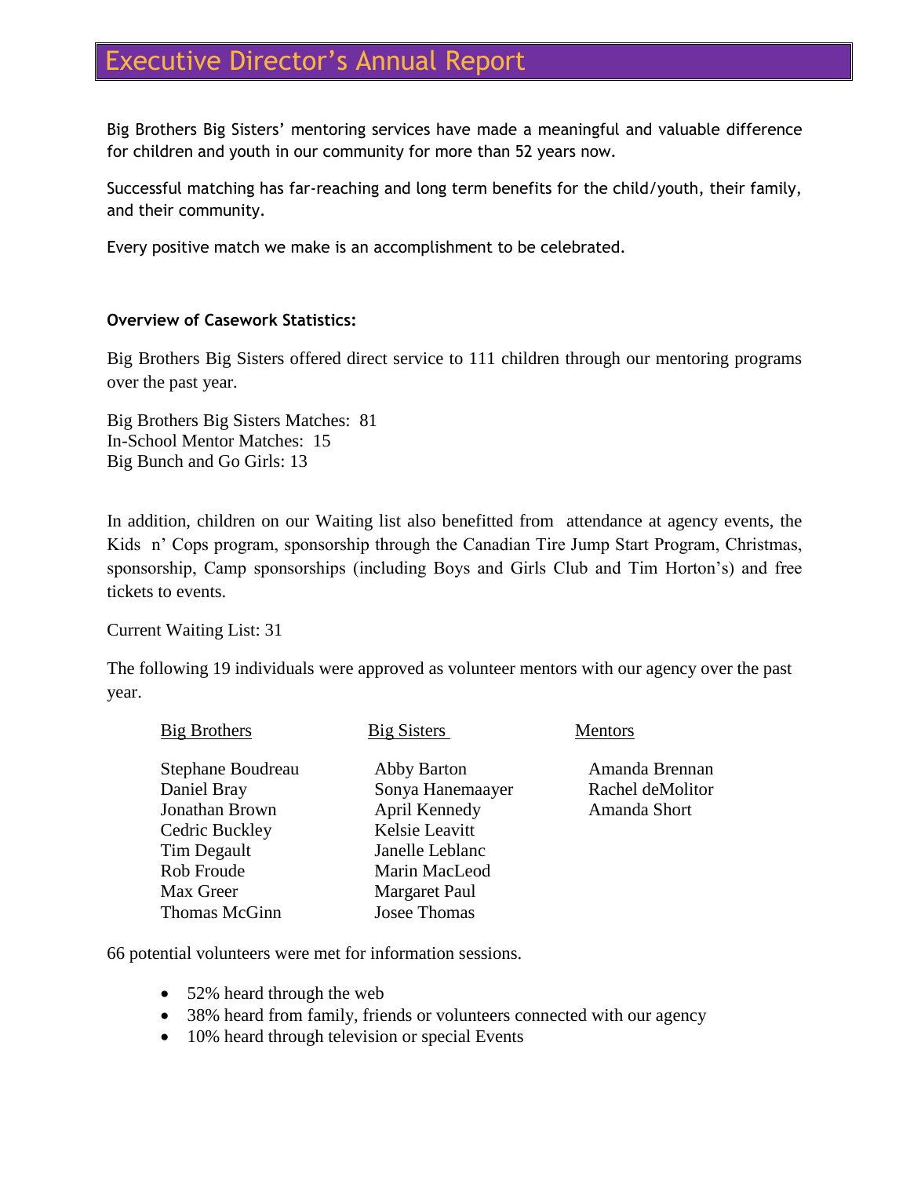# Executive Director's Annual Report

Big Brothers Big Sisters' mentoring services have made a meaningful and valuable difference for children and youth in our community for more than 52 years now.

Successful matching has far-reaching and long term benefits for the child/youth, their family, and their community.

Every positive match we make is an accomplishment to be celebrated.

**Overview of Casework Statistics:**

Big Brothers Big Sisters offered direct service to 111 children through our mentoring programs over the past year.

Big Brothers Big Sisters Matches: 81
In-School Mentor Matches: 15
Big Bunch and Go Girls: 13

In addition, children on our Waiting list also benefitted from attendance at agency events, the Kids n' Cops program, sponsorship through the Canadian Tire Jump Start Program, Christmas, sponsorship, Camp sponsorships (including Boys and Girls Club and Tim Horton's) and free tickets to events.

Current Waiting List: 31

The following 19 individuals were approved as volunteer mentors with our agency over the past year.

| Big Brothers | Big Sisters | Mentors |
|---|---|---|
| Stephane Boudreau | Abby Barton | Amanda Brennan |
| Daniel Bray | Sonya Hanemaayer | Rachel deMolitor |
| Jonathan Brown | April Kennedy | Amanda Short |
| Cedric Buckley | Kelsie Leavitt | |
| Tim Degault | Janelle Leblanc | |
| Rob Froude | Marin MacLeod | |
| Max Greer | Margaret Paul | |
| Thomas McGinn | Josee Thomas | |

66 potential volunteers were met for information sessions.

- 52% heard through the web
- 38% heard from family, friends or volunteers connected with our agency
- 10% heard through television or special Events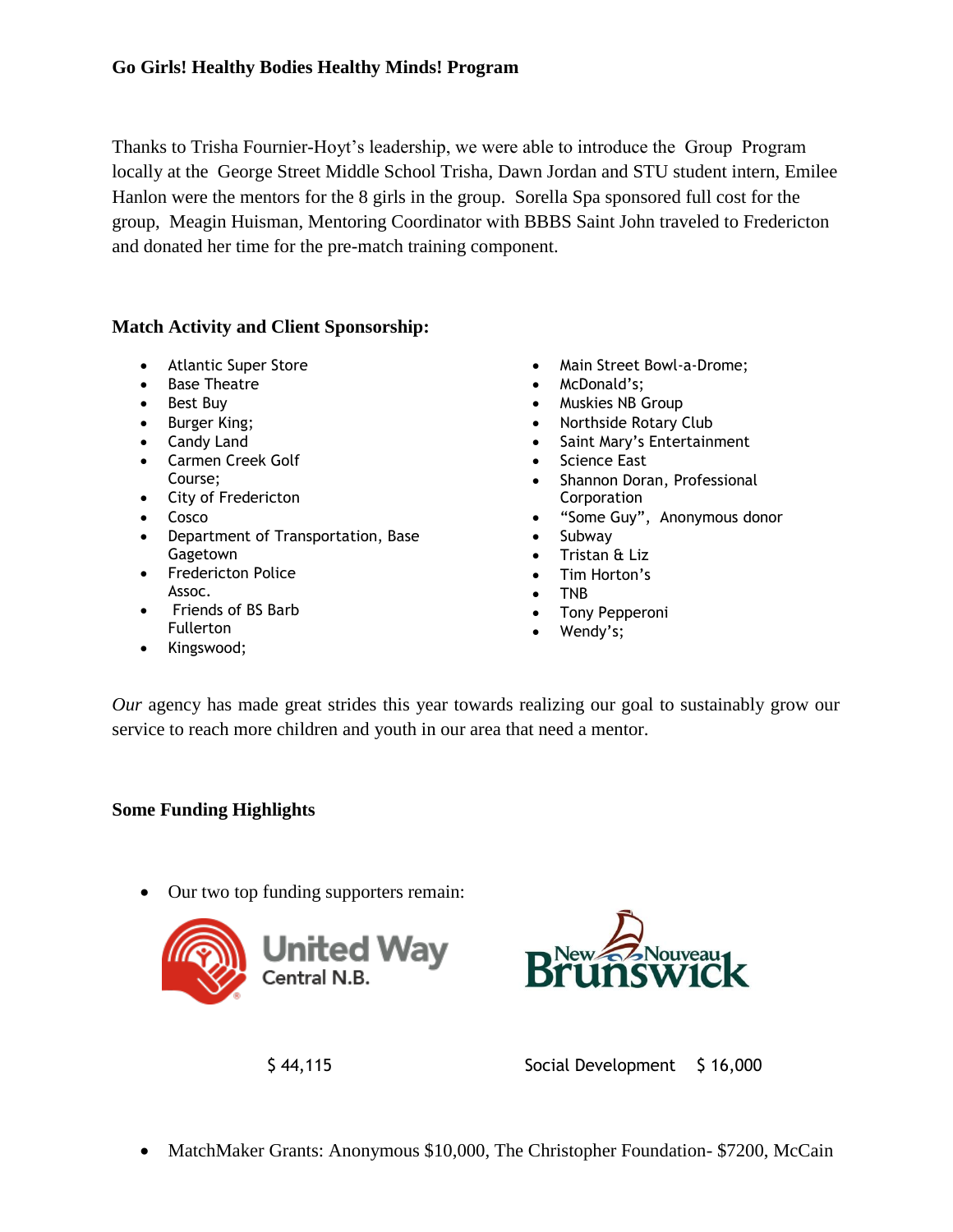**Go Girls! Healthy Bodies Healthy Minds! Program**

Thanks to Trisha Fournier-Hoyt's leadership, we were able to introduce the Group Program locally at the George Street Middle School Trisha, Dawn Jordan and STU student intern, Emilee Hanlon were the mentors for the 8 girls in the group. Sorella Spa sponsored full cost for the group, Meagin Huisman, Mentoring Coordinator with BBBS Saint John traveled to Fredericton and donated her time for the pre-match training component.

**Match Activity and Client Sponsorship:**

- Atlantic Super Store
- Base Theatre
- Best Buy
- Burger King;
- Candy Land
- Carmen Creek Golf Course;
- City of Fredericton
- Cosco
- Department of Transportation, Base Gagetown
- Fredericton Police Assoc.
- Friends of BS Barb Fullerton
- Kingswood;
- Main Street Bowl-a-Drome;
- McDonald's;
- Muskies NB Group
- Northside Rotary Club
- Saint Mary's Entertainment
- Science East
- Shannon Doran, Professional Corporation
- "Some Guy", Anonymous donor
- Subway
- Tristan & Liz
- Tim Horton's
- TNB
- Tony Pepperoni
- Wendy's;

*Our* agency has made great strides this year towards realizing our goal to sustainably grow our service to reach more children and youth in our area that need a mentor.

**Some Funding Highlights**

- Our two top funding supporters remain:

United Way Central N.B. $ 44,115

New Nouveau Brunswick Social Development $ 16,000

- MatchMaker Grants: Anonymous $10,000, The Christopher Foundation- $7200, McCain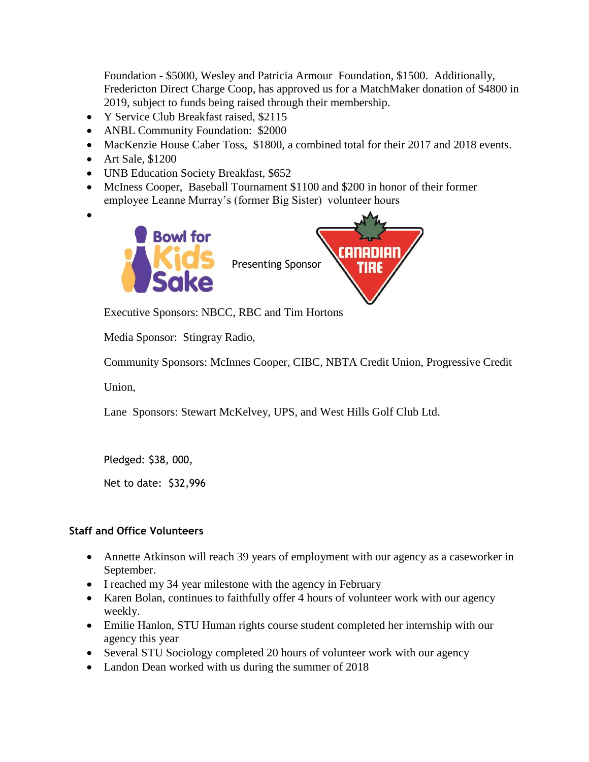Foundation - $5000, Wesley and Patricia Armour Foundation, $1500. Additionally, Fredericton Direct Charge Coop, has approved us for a MatchMaker donation of $4800 in 2019, subject to funds being raised through their membership.

- Y Service Club Breakfast raised, $2115
- ANBL Community Foundation: $2000
- MacKenzie House Caber Toss, $1800, a combined total for their 2017 and 2018 events.
- Art Sale, $1200
- UNB Education Society Breakfast, $652
- McIness Cooper, Baseball Tournament $1100 and $200 in honor of their former employee Leanne Murray's (former Big Sister) volunteer hours
-

Bowl for Kids Sake Presenting Sponsor CANADIAN TIRE

Executive Sponsors: NBCC, RBC and Tim Hortons

Media Sponsor: Stingray Radio,

Community Sponsors: McInnes Cooper, CIBC, NBTA Credit Union, Progressive Credit Union,

Lane Sponsors: Stewart McKelvey, UPS, and West Hills Golf Club Ltd.

Pledged: $38, 000,

Net to date: $32,996

### Staff and Office Volunteers

- Annette Atkinson will reach 39 years of employment with our agency as a caseworker in September.
- I reached my 34 year milestone with the agency in February
- Karen Bolan, continues to faithfully offer 4 hours of volunteer work with our agency weekly.
- Emilie Hanlon, STU Human rights course student completed her internship with our agency this year
- Several STU Sociology completed 20 hours of volunteer work with our agency
- Landon Dean worked with us during the summer of 2018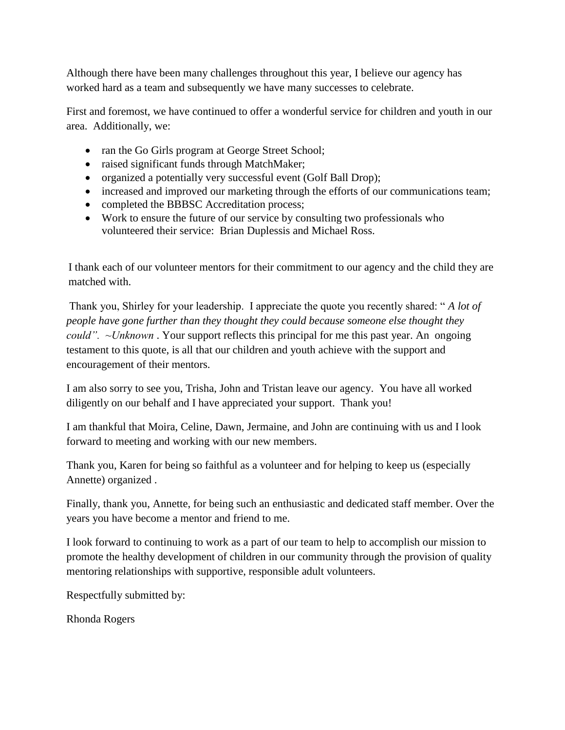Although there have been many challenges throughout this year, I believe our agency has worked hard as a team and subsequently we have many successes to celebrate.

First and foremost, we have continued to offer a wonderful service for children and youth in our area. Additionally, we:

- ran the Go Girls program at George Street School;
- raised significant funds through MatchMaker;
- organized a potentially very successful event (Golf Ball Drop);
- increased and improved our marketing through the efforts of our communications team;
- completed the BBBSC Accreditation process;
- Work to ensure the future of our service by consulting two professionals who volunteered their service: Brian Duplessis and Michael Ross.

I thank each of our volunteer mentors for their commitment to our agency and the child they are matched with.

Thank you, Shirley for your leadership. I appreciate the quote you recently shared: " *A lot of people have gone further than they thought they could because someone else thought they could". ~Unknown* . Your support reflects this principal for me this past year. An ongoing testament to this quote, is all that our children and youth achieve with the support and encouragement of their mentors.

I am also sorry to see you, Trisha, John and Tristan leave our agency. You have all worked diligently on our behalf and I have appreciated your support. Thank you!

I am thankful that Moira, Celine, Dawn, Jermaine, and John are continuing with us and I look forward to meeting and working with our new members.

Thank you, Karen for being so faithful as a volunteer and for helping to keep us (especially Annette) organized .

Finally, thank you, Annette, for being such an enthusiastic and dedicated staff member. Over the years you have become a mentor and friend to me.

I look forward to continuing to work as a part of our team to help to accomplish our mission to promote the healthy development of children in our community through the provision of quality mentoring relationships with supportive, responsible adult volunteers.

Respectfully submitted by:

Rhonda Rogers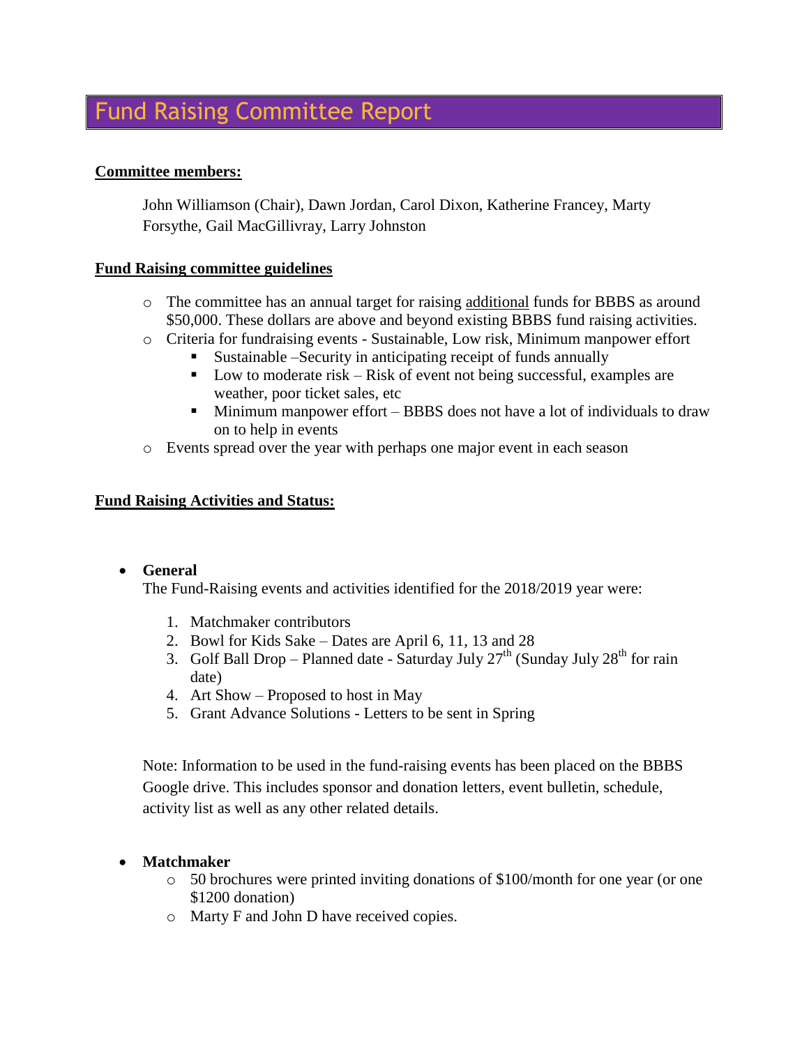# Fund Raising Committee Report

**Committee members:**

John Williamson (Chair), Dawn Jordan, Carol Dixon, Katherine Francey, Marty Forsythe, Gail MacGillivray, Larry Johnston

**Fund Raising committee guidelines**

- The committee has an annual target for raising additional funds for BBBS as around $50,000. These dollars are above and beyond existing BBBS fund raising activities.
- Criteria for fundraising events - Sustainable, Low risk, Minimum manpower effort
  - Sustainable –Security in anticipating receipt of funds annually
  - Low to moderate risk – Risk of event not being successful, examples are weather, poor ticket sales, etc
  - Minimum manpower effort – BBBS does not have a lot of individuals to draw on to help in events
- Events spread over the year with perhaps one major event in each season

**Fund Raising Activities and Status:**

- **General**
  The Fund-Raising events and activities identified for the 2018/2019 year were:

  1. Matchmaker contributors
  2. Bowl for Kids Sake – Dates are April 6, 11, 13 and 28
  3. Golf Ball Drop – Planned date - Saturday July 27th (Sunday July 28th for rain date)
  4. Art Show – Proposed to host in May
  5. Grant Advance Solutions - Letters to be sent in Spring

  Note: Information to be used in the fund-raising events has been placed on the BBBS Google drive. This includes sponsor and donation letters, event bulletin, schedule, activity list as well as any other related details.

- **Matchmaker**
  - 50 brochures were printed inviting donations of $100/month for one year (or one $1200 donation)
  - Marty F and John D have received copies.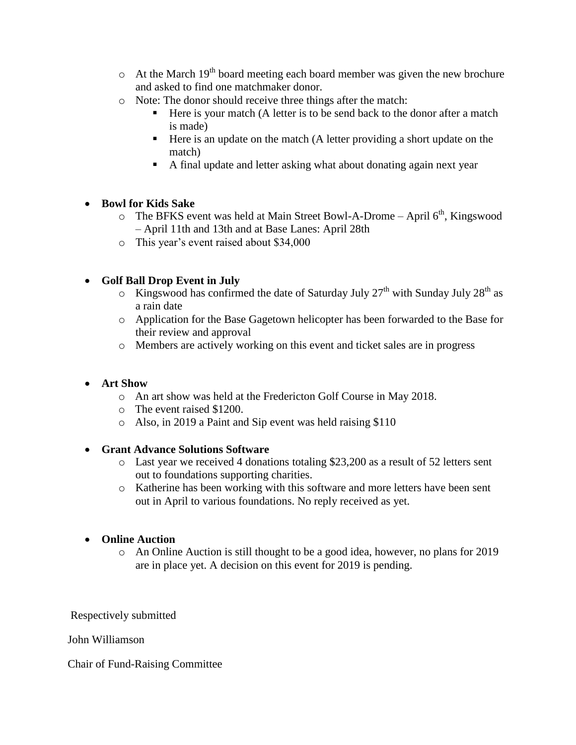- At the March 19th board meeting each board member was given the new brochure and asked to find one matchmaker donor.
- Note: The donor should receive three things after the match:
  - Here is your match (A letter is to be send back to the donor after a match is made)
  - Here is an update on the match (A letter providing a short update on the match)
  - A final update and letter asking what about donating again next year

- **Bowl for Kids Sake**
  - The BFKS event was held at Main Street Bowl-A-Drome – April 6th, Kingswood – April 11th and 13th and at Base Lanes: April 28th
  - This year's event raised about $34,000

- **Golf Ball Drop Event in July**
  - Kingswood has confirmed the date of Saturday July 27th with Sunday July 28th as a rain date
  - Application for the Base Gagetown helicopter has been forwarded to the Base for their review and approval
  - Members are actively working on this event and ticket sales are in progress

- **Art Show**
  - An art show was held at the Fredericton Golf Course in May 2018.
  - The event raised $1200.
  - Also, in 2019 a Paint and Sip event was held raising $110

- **Grant Advance Solutions Software**
  - Last year we received 4 donations totaling $23,200 as a result of 52 letters sent out to foundations supporting charities.
  - Katherine has been working with this software and more letters have been sent out in April to various foundations. No reply received as yet.

- **Online Auction**
  - An Online Auction is still thought to be a good idea, however, no plans for 2019 are in place yet. A decision on this event for 2019 is pending.

Respectively submitted

John Williamson

Chair of Fund-Raising Committee